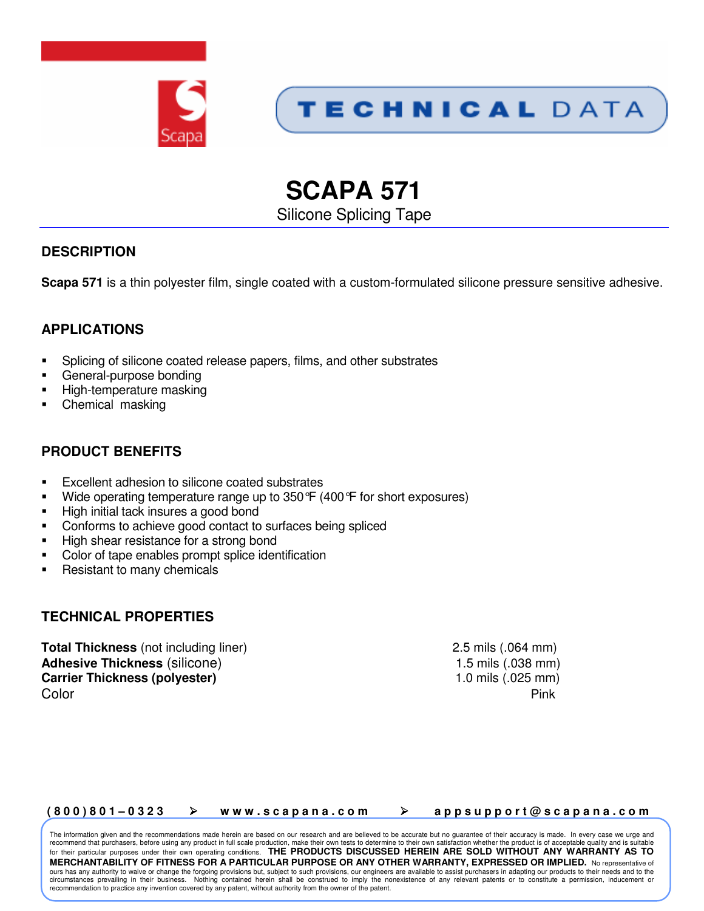TECHNICAL DATA

# SCAPA 571

Silicone Splicing Tape

## DESCRIPTION

**Scapa 571** is a thin polyester film, single coated with a custom-formulated silicone pressure sensitive adhesive.

## APPLICATIONS

- Splicing of silicone coated release papers, films, and other substrates
- General-purpose bonding
- High-temperature masking
- Chemical masking

## PRODUCT BENEFITS

- Excellent adhesion to silicone coated substrates
- Wide operating temperature range up to 350°F (400°F for short exposures)
- High initial tack insures a good bond
- Conforms to achieve good contact to surfaces being spliced
- High shear resistance for a strong bond
- Color of tape enables prompt splice identification
- Resistant to many chemicals

## TECHNICAL PROPERTIES

| Property | Value |
|---|---|
| **Total Thickness** (not including liner) | 2.5 mils (.064 mm) |
| **Adhesive Thickness** (silicone) | 1.5 mils (.038 mm) |
| **Carrier Thickness (polyester)** | 1.0 mils (.025 mm) |
| Color | Pink |

(800)801–0323 ➢ www.scapana.com ➢ appsupport@scapana.com

The information given and the recommendations made herein are based on our research and are believed to be accurate but no guarantee of their accuracy is made. In every case we urge and recommend that purchasers, before using any product in full scale production, make their own tests to determine to their own satisfaction whether the product is of acceptable quality and is suitable for their particular purposes under their own operating conditions. **THE PRODUCTS DISCUSSED HEREIN ARE SOLD WITHOUT ANY WARRANTY AS TO MERCHANTABILITY OF FITNESS FOR A PARTICULAR PURPOSE OR ANY OTHER WARRANTY, EXPRESSED OR IMPLIED.** No representative of ours has any authority to waive or change the forgoing provisions but, subject to such provisions, our engineers are available to assist purchasers in adapting our products to their needs and to the circumstances prevailing in their business. Nothing contained herein shall be construed to imply the nonexistence of any relevant patents or to constitute a permission, inducement or recommendation to practice any invention covered by any patent, without authority from the owner of the patent.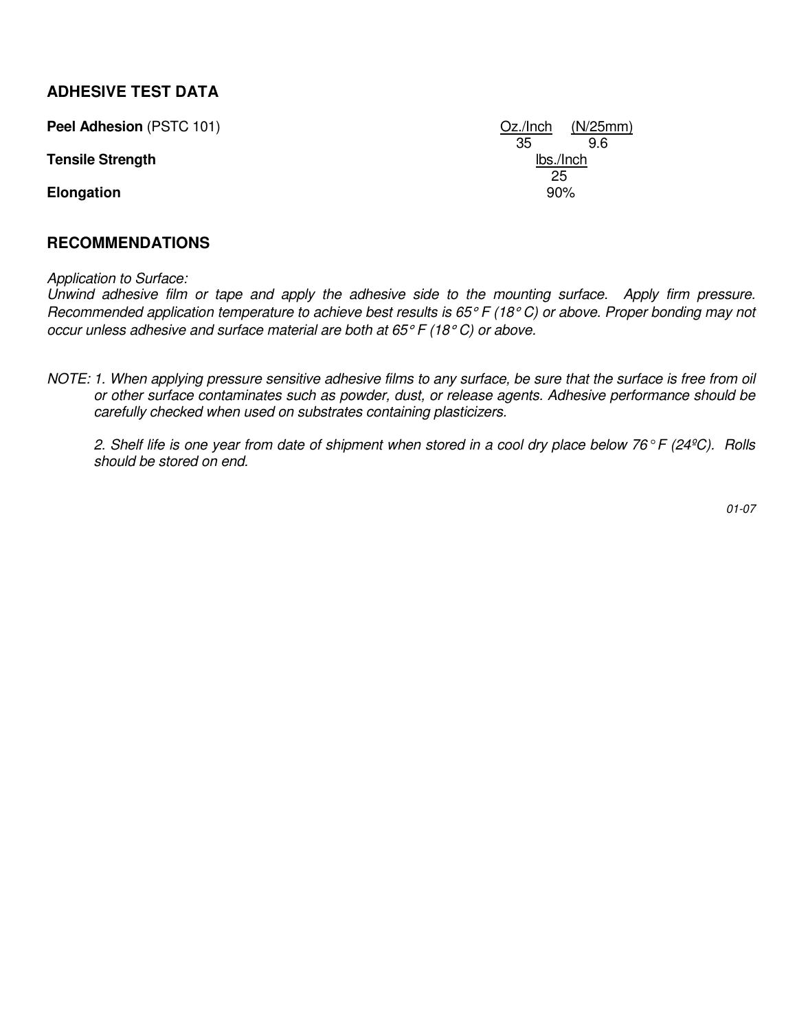## ADHESIVE TEST DATA

| | | |
|---|---|---|
| **Peel Adhesion** (PSTC 101) | Oz./Inch 35 | (N/25mm) 9.6 |
| **Tensile Strength** | lbs./Inch 25 | |
| **Elongation** | 90% | |

## RECOMMENDATIONS

*Application to Surface:*
*Unwind adhesive film or tape and apply the adhesive side to the mounting surface. Apply firm pressure. Recommended application temperature to achieve best results is 65° F (18° C) or above. Proper bonding may not occur unless adhesive and surface material are both at 65° F (18° C) or above.*

*NOTE: 1. When applying pressure sensitive adhesive films to any surface, be sure that the surface is free from oil or other surface contaminates such as powder, dust, or release agents. Adhesive performance should be carefully checked when used on substrates containing plasticizers.*

*2. Shelf life is one year from date of shipment when stored in a cool dry place below 76° F (24ºC). Rolls should be stored on end.*

*01-07*